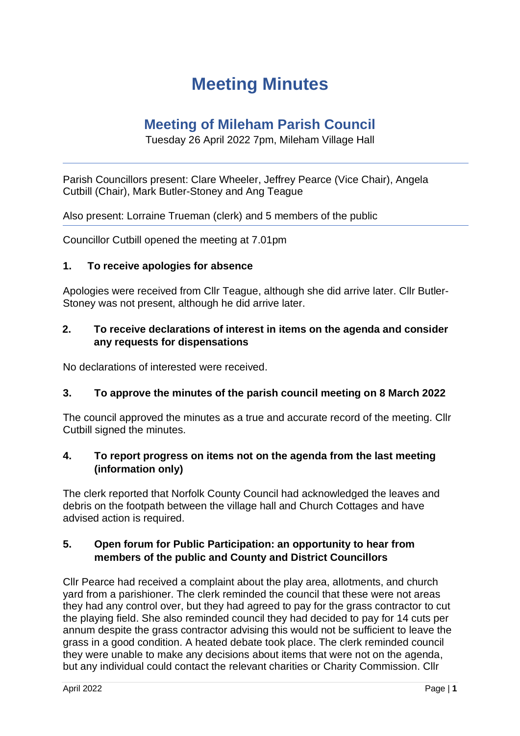# Meeting Minutes

## Meeting of Mileham Parish Council

Tuesday 26 April 2022 7pm, Mileham Village Hall

---

Parish Councillors present: Clare Wheeler, Jeffrey Pearce (Vice Chair), Angela Cutbill (Chair), Mark Butler-Stoney and Ang Teague

Also present: Lorraine Trueman (clerk) and 5 members of the public

---

Councillor Cutbill opened the meeting at 7.01pm

### 1. To receive apologies for absence

Apologies were received from Cllr Teague, although she did arrive later. Cllr Butler-Stoney was not present, although he did arrive later.

### 2. To receive declarations of interest in items on the agenda and consider any requests for dispensations

No declarations of interested were received.

### 3. To approve the minutes of the parish council meeting on 8 March 2022

The council approved the minutes as a true and accurate record of the meeting. Cllr Cutbill signed the minutes.

### 4. To report progress on items not on the agenda from the last meeting (information only)

The clerk reported that Norfolk County Council had acknowledged the leaves and debris on the footpath between the village hall and Church Cottages and have advised action is required.

### 5. Open forum for Public Participation: an opportunity to hear from members of the public and County and District Councillors

Cllr Pearce had received a complaint about the play area, allotments, and church yard from a parishioner. The clerk reminded the council that these were not areas they had any control over, but they had agreed to pay for the grass contractor to cut the playing field. She also reminded council they had decided to pay for 14 cuts per annum despite the grass contractor advising this would not be sufficient to leave the grass in a good condition. A heated debate took place. The clerk reminded council they were unable to make any decisions about items that were not on the agenda, but any individual could contact the relevant charities or Charity Commission. Cllr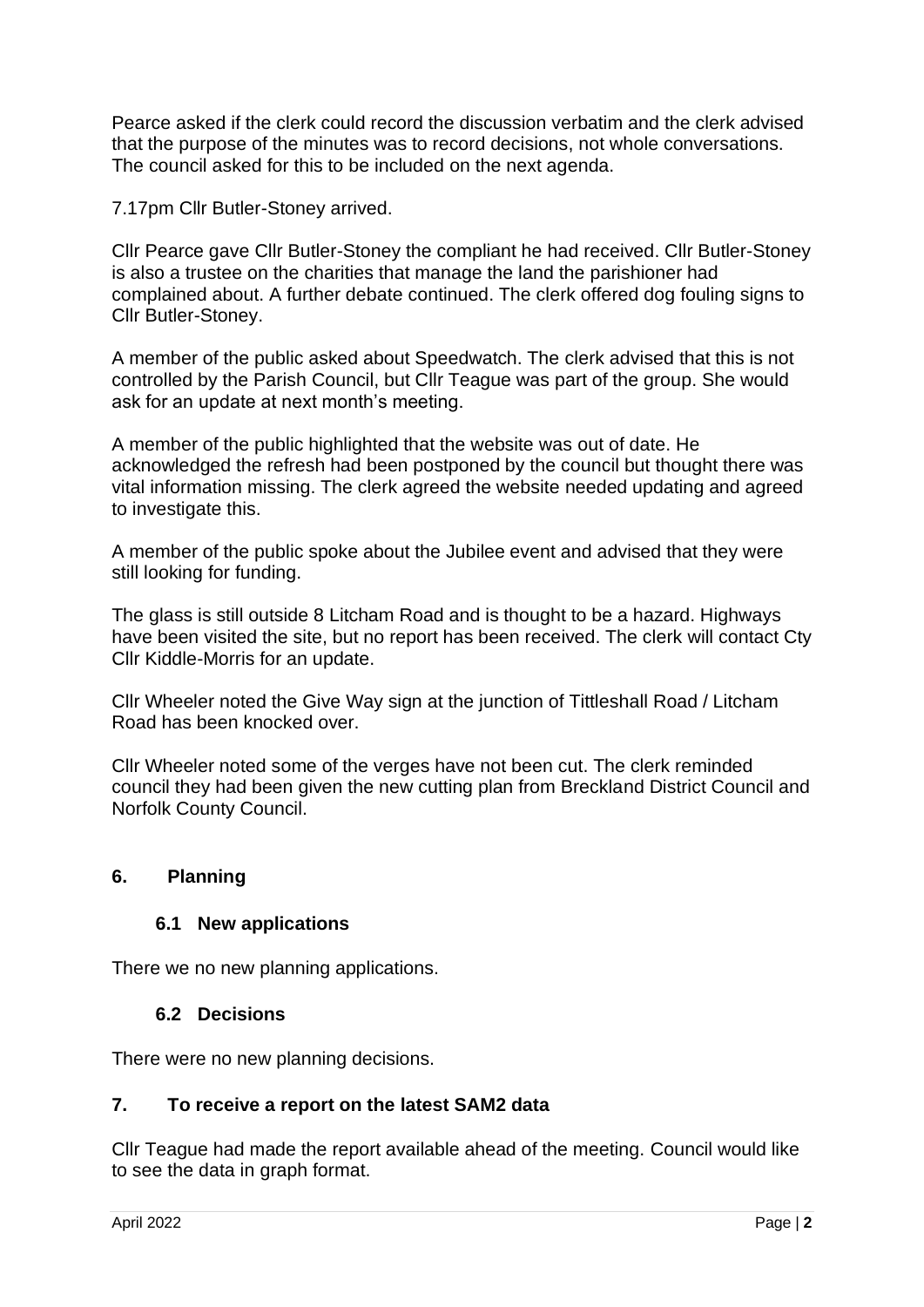Pearce asked if the clerk could record the discussion verbatim and the clerk advised that the purpose of the minutes was to record decisions, not whole conversations. The council asked for this to be included on the next agenda.

7.17pm Cllr Butler-Stoney arrived.

Cllr Pearce gave Cllr Butler-Stoney the compliant he had received. Cllr Butler-Stoney is also a trustee on the charities that manage the land the parishioner had complained about. A further debate continued. The clerk offered dog fouling signs to Cllr Butler-Stoney.

A member of the public asked about Speedwatch. The clerk advised that this is not controlled by the Parish Council, but Cllr Teague was part of the group. She would ask for an update at next month's meeting.

A member of the public highlighted that the website was out of date. He acknowledged the refresh had been postponed by the council but thought there was vital information missing. The clerk agreed the website needed updating and agreed to investigate this.

A member of the public spoke about the Jubilee event and advised that they were still looking for funding.

The glass is still outside 8 Litcham Road and is thought to be a hazard. Highways have been visited the site, but no report has been received. The clerk will contact Cty Cllr Kiddle-Morris for an update.

Cllr Wheeler noted the Give Way sign at the junction of Tittleshall Road / Litcham Road has been knocked over.

Cllr Wheeler noted some of the verges have not been cut. The clerk reminded council they had been given the new cutting plan from Breckland District Council and Norfolk County Council.

## 6. Planning

### 6.1 New applications

There we no new planning applications.

### 6.2 Decisions

There were no new planning decisions.

## 7. To receive a report on the latest SAM2 data

Cllr Teague had made the report available ahead of the meeting. Council would like to see the data in graph format.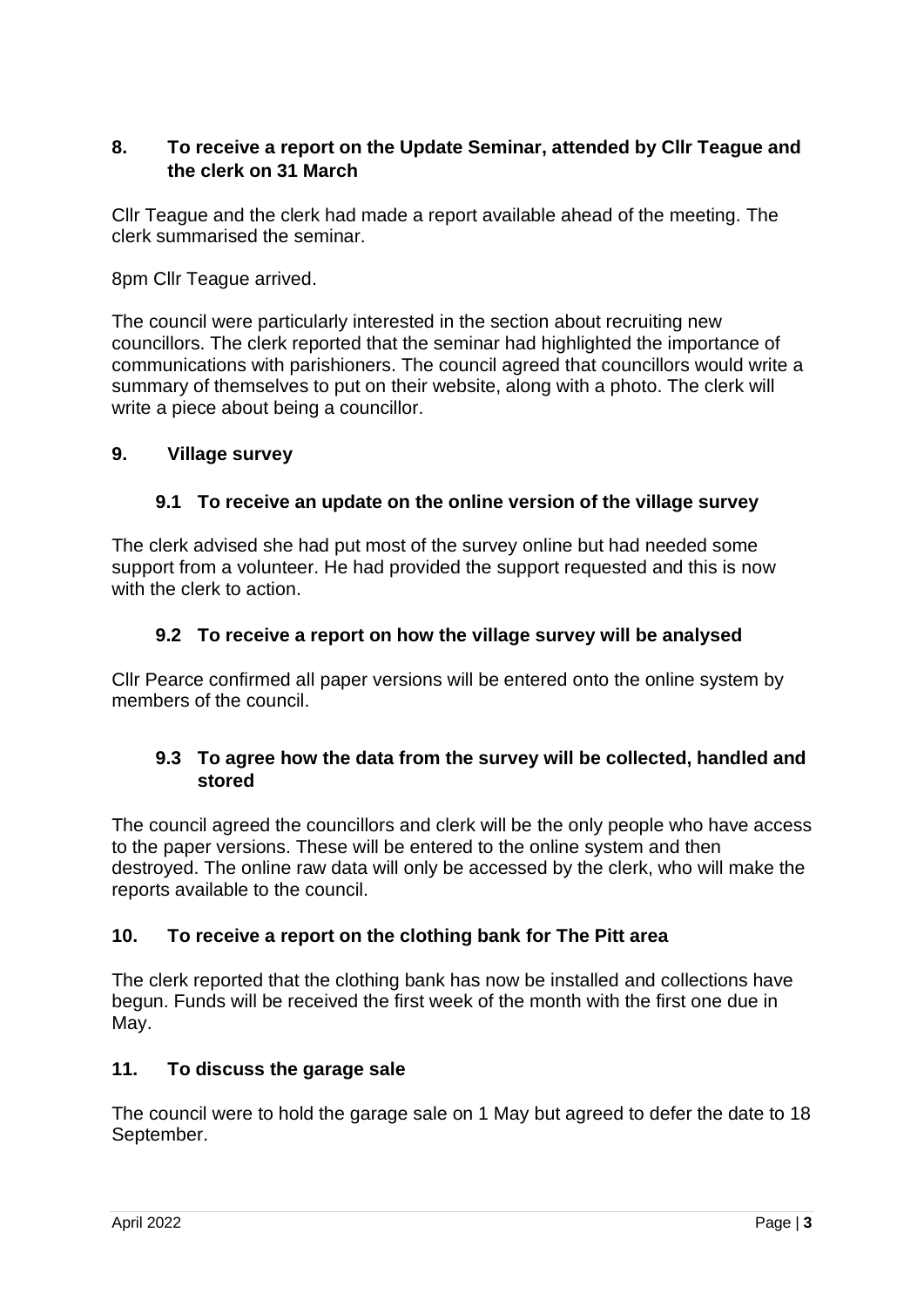## 8. To receive a report on the Update Seminar, attended by Cllr Teague and the clerk on 31 March

Cllr Teague and the clerk had made a report available ahead of the meeting. The clerk summarised the seminar.

8pm Cllr Teague arrived.

The council were particularly interested in the section about recruiting new councillors. The clerk reported that the seminar had highlighted the importance of communications with parishioners. The council agreed that councillors would write a summary of themselves to put on their website, along with a photo. The clerk will write a piece about being a councillor.

## 9. Village survey

### 9.1 To receive an update on the online version of the village survey

The clerk advised she had put most of the survey online but had needed some support from a volunteer. He had provided the support requested and this is now with the clerk to action.

### 9.2 To receive a report on how the village survey will be analysed

Cllr Pearce confirmed all paper versions will be entered onto the online system by members of the council.

### 9.3 To agree how the data from the survey will be collected, handled and stored

The council agreed the councillors and clerk will be the only people who have access to the paper versions. These will be entered to the online system and then destroyed. The online raw data will only be accessed by the clerk, who will make the reports available to the council.

## 10. To receive a report on the clothing bank for The Pitt area

The clerk reported that the clothing bank has now be installed and collections have begun. Funds will be received the first week of the month with the first one due in May.

## 11. To discuss the garage sale

The council were to hold the garage sale on 1 May but agreed to defer the date to 18 September.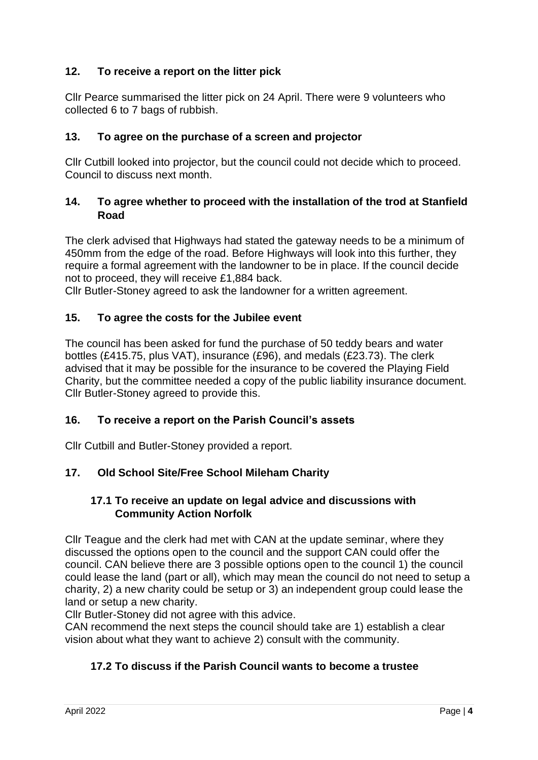## 12. To receive a report on the litter pick

Cllr Pearce summarised the litter pick on 24 April. There were 9 volunteers who collected 6 to 7 bags of rubbish.

## 13. To agree on the purchase of a screen and projector

Cllr Cutbill looked into projector, but the council could not decide which to proceed. Council to discuss next month.

## 14. To agree whether to proceed with the installation of the trod at Stanfield Road

The clerk advised that Highways had stated the gateway needs to be a minimum of 450mm from the edge of the road. Before Highways will look into this further, they require a formal agreement with the landowner to be in place. If the council decide not to proceed, they will receive £1,884 back.

Cllr Butler-Stoney agreed to ask the landowner for a written agreement.

## 15. To agree the costs for the Jubilee event

The council has been asked for fund the purchase of 50 teddy bears and water bottles (£415.75, plus VAT), insurance (£96), and medals (£23.73). The clerk advised that it may be possible for the insurance to be covered the Playing Field Charity, but the committee needed a copy of the public liability insurance document. Cllr Butler-Stoney agreed to provide this.

## 16. To receive a report on the Parish Council's assets

Cllr Cutbill and Butler-Stoney provided a report.

## 17. Old School Site/Free School Mileham Charity

### 17.1 To receive an update on legal advice and discussions with Community Action Norfolk

Cllr Teague and the clerk had met with CAN at the update seminar, where they discussed the options open to the council and the support CAN could offer the council. CAN believe there are 3 possible options open to the council 1) the council could lease the land (part or all), which may mean the council do not need to setup a charity, 2) a new charity could be setup or 3) an independent group could lease the land or setup a new charity.

Cllr Butler-Stoney did not agree with this advice.

CAN recommend the next steps the council should take are 1) establish a clear vision about what they want to achieve 2) consult with the community.

### 17.2 To discuss if the Parish Council wants to become a trustee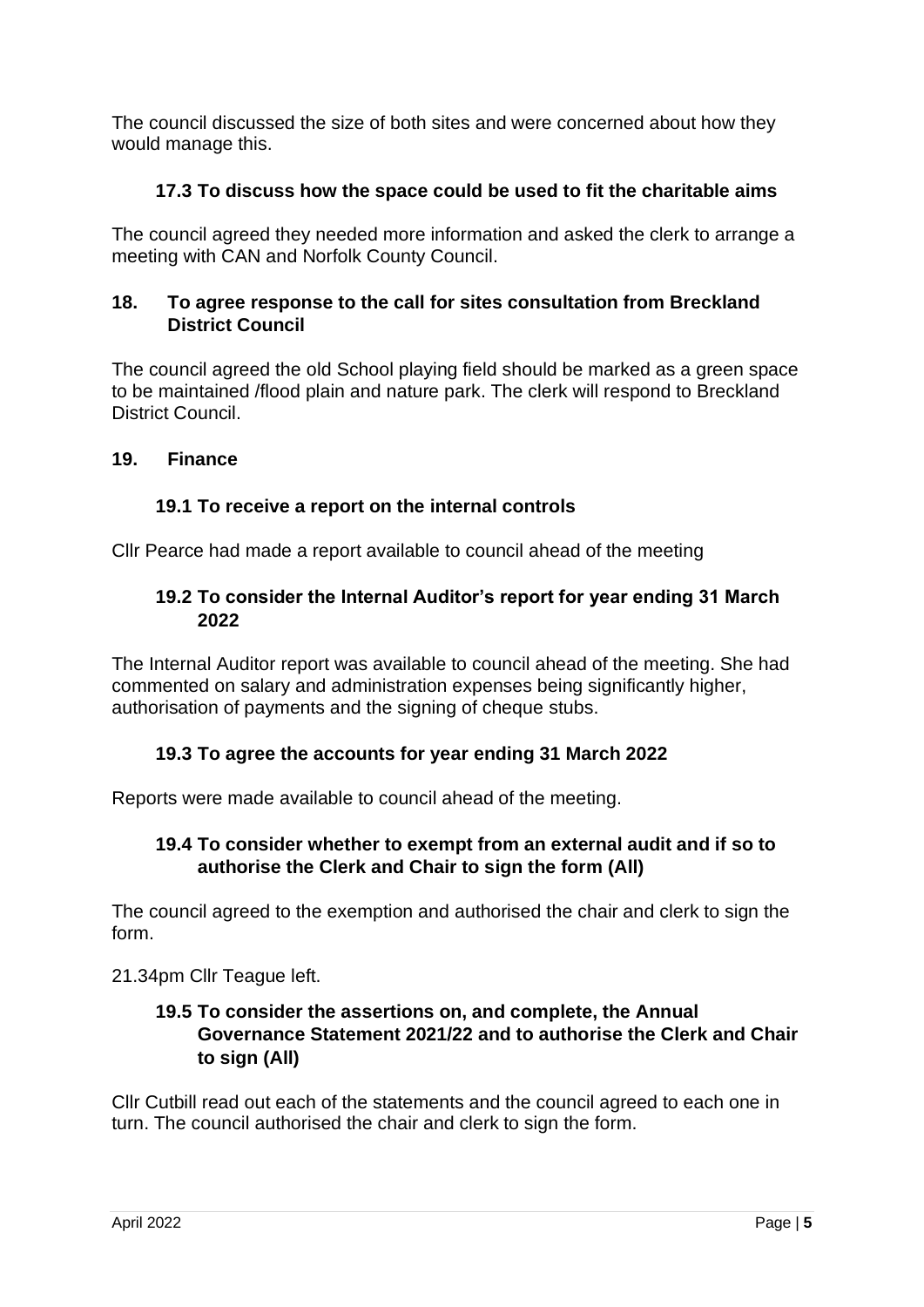The council discussed the size of both sites and were concerned about how they would manage this.

### 17.3 To discuss how the space could be used to fit the charitable aims

The council agreed they needed more information and asked the clerk to arrange a meeting with CAN and Norfolk County Council.

## 18. To agree response to the call for sites consultation from Breckland District Council

The council agreed the old School playing field should be marked as a green space to be maintained /flood plain and nature park. The clerk will respond to Breckland District Council.

## 19. Finance

### 19.1 To receive a report on the internal controls

Cllr Pearce had made a report available to council ahead of the meeting

### 19.2 To consider the Internal Auditor's report for year ending 31 March 2022

The Internal Auditor report was available to council ahead of the meeting. She had commented on salary and administration expenses being significantly higher, authorisation of payments and the signing of cheque stubs.

### 19.3 To agree the accounts for year ending 31 March 2022

Reports were made available to council ahead of the meeting.

### 19.4 To consider whether to exempt from an external audit and if so to authorise the Clerk and Chair to sign the form (All)

The council agreed to the exemption and authorised the chair and clerk to sign the form.

21.34pm Cllr Teague left.

### 19.5 To consider the assertions on, and complete, the Annual Governance Statement 2021/22 and to authorise the Clerk and Chair to sign (All)

Cllr Cutbill read out each of the statements and the council agreed to each one in turn. The council authorised the chair and clerk to sign the form.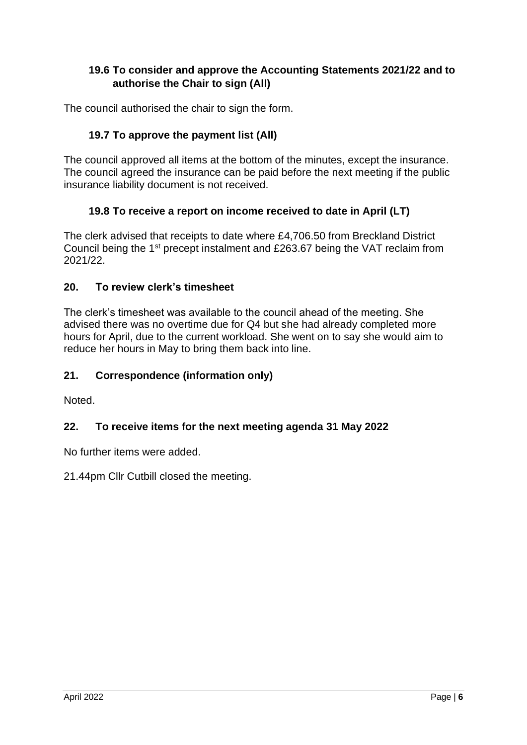### 19.6 To consider and approve the Accounting Statements 2021/22 and to authorise the Chair to sign (All)

The council authorised the chair to sign the form.

### 19.7 To approve the payment list (All)

The council approved all items at the bottom of the minutes, except the insurance. The council agreed the insurance can be paid before the next meeting if the public insurance liability document is not received.

### 19.8 To receive a report on income received to date in April (LT)

The clerk advised that receipts to date where £4,706.50 from Breckland District Council being the 1st precept instalment and £263.67 being the VAT reclaim from 2021/22.

## 20. To review clerk's timesheet

The clerk's timesheet was available to the council ahead of the meeting. She advised there was no overtime due for Q4 but she had already completed more hours for April, due to the current workload. She went on to say she would aim to reduce her hours in May to bring them back into line.

## 21. Correspondence (information only)

Noted.

## 22. To receive items for the next meeting agenda 31 May 2022

No further items were added.

21.44pm Cllr Cutbill closed the meeting.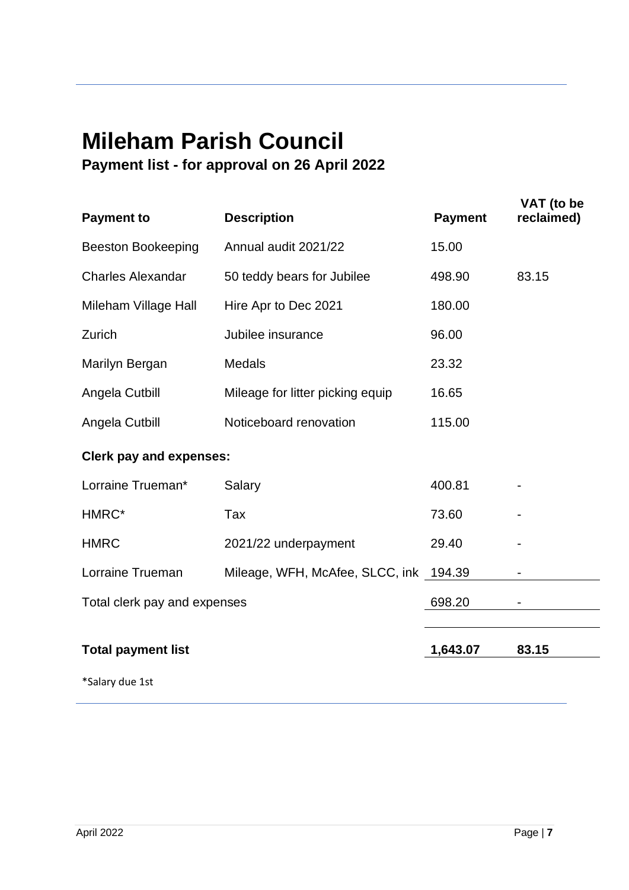# Mileham Parish Council

## Payment list - for approval on 26 April 2022

| Payment to | Description | Payment | VAT (to be reclaimed) |
|---|---|---|---|
| Beeston Bookeeping | Annual audit 2021/22 | 15.00 | |
| Charles Alexandar | 50 teddy bears for Jubilee | 498.90 | 83.15 |
| Mileham Village Hall | Hire Apr to Dec 2021 | 180.00 | |
| Zurich | Jubilee insurance | 96.00 | |
| Marilyn Bergan | Medals | 23.32 | |
| Angela Cutbill | Mileage for litter picking equip | 16.65 | |
| Angela Cutbill | Noticeboard renovation | 115.00 | |
| **Clerk pay and expenses:** | | | |
| Lorraine Trueman* | Salary | 400.81 | - |
| HMRC* | Tax | 73.60 | - |
| HMRC | 2021/22 underpayment | 29.40 | - |
| Lorraine Trueman | Mileage, WFH, McAfee, SLCC, ink | 194.39 | - |
| Total clerk pay and expenses | | 698.20 | - |
| **Total payment list** | | **1,643.07** | **83.15** |

*Salary due 1st